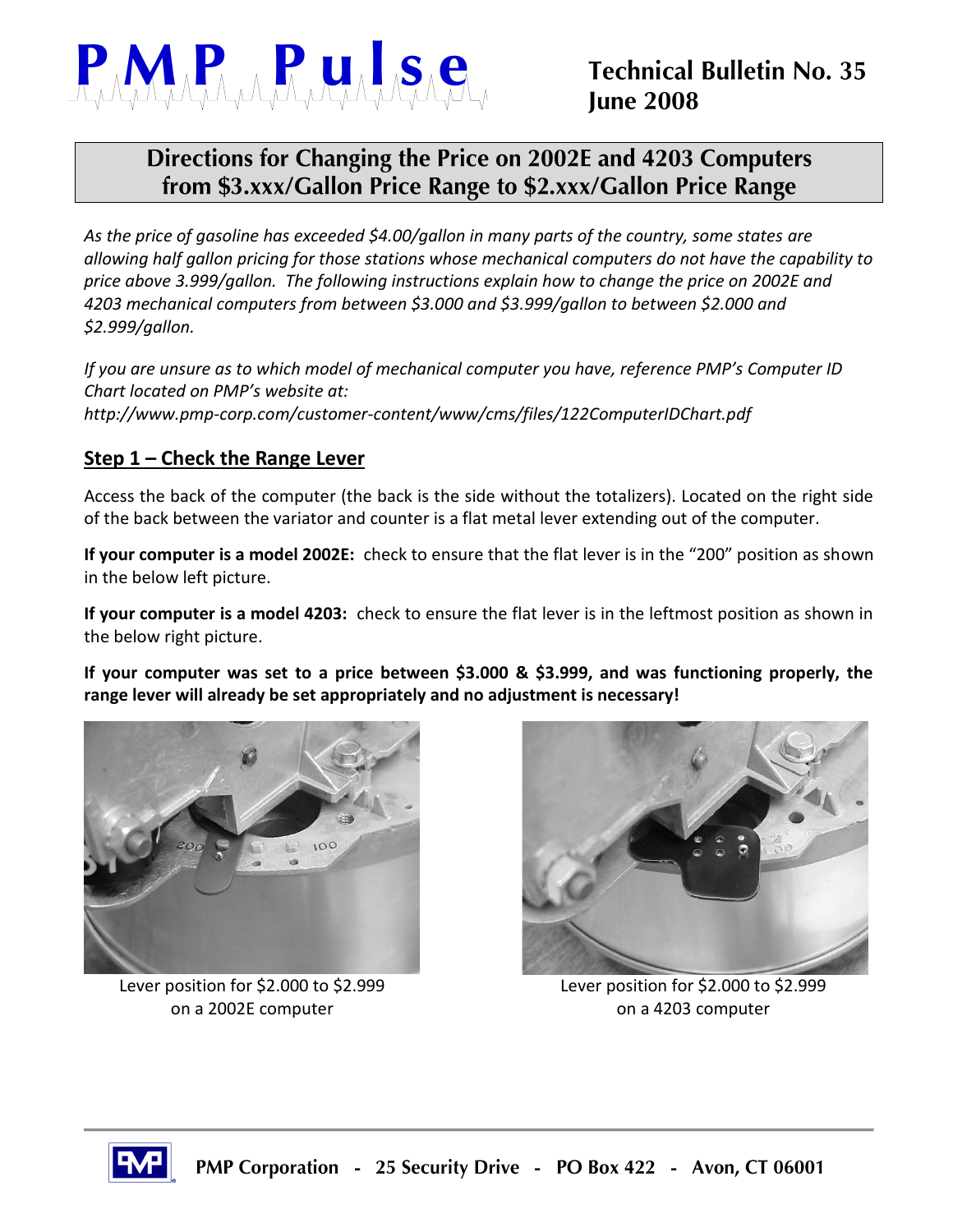# PMP Pulse

**Technical Bulletin No. 35**
**June 2008**

## Directions for Changing the Price on 2002E and 4203 Computers from $3.xxx/Gallon Price Range to $2.xxx/Gallon Price Range

*As the price of gasoline has exceeded $4.00/gallon in many parts of the country, some states are allowing half gallon pricing for those stations whose mechanical computers do not have the capability to price above 3.999/gallon. The following instructions explain how to change the price on 2002E and 4203 mechanical computers from between $3.000 and $3.999/gallon to between $2.000 and $2.999/gallon.*

*If you are unsure as to which model of mechanical computer you have, reference PMP's Computer ID Chart located on PMP's website at:*
*http://www.pmp-corp.com/customer-content/www/cms/files/122ComputerIDChart.pdf*

### Step 1 – Check the Range Lever

Access the back of the computer (the back is the side without the totalizers). Located on the right side of the back between the variator and counter is a flat metal lever extending out of the computer.

**If your computer is a model 2002E:** check to ensure that the flat lever is in the "200" position as shown in the below left picture.

**If your computer is a model 4203:** check to ensure the flat lever is in the leftmost position as shown in the below right picture.

**If your computer was set to a price between $3.000 & $3.999, and was functioning properly, the range lever will already be set appropriately and no adjustment is necessary!**

Lever position for $2.000 to $2.999 on a 2002E computer

Lever position for $2.000 to $2.999 on a 4203 computer

**PMP Corporation - 25 Security Drive - PO Box 422 - Avon, CT 06001**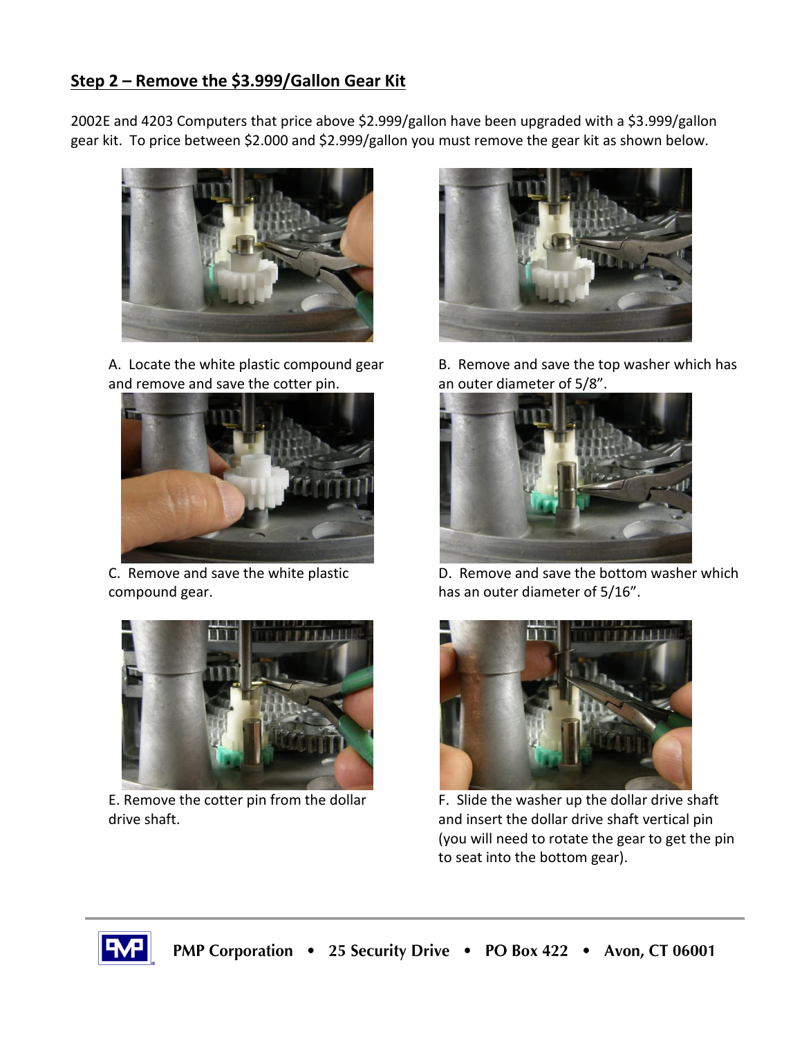## Step 2 – Remove the $3.999/Gallon Gear Kit

2002E and 4203 Computers that price above $2.999/gallon have been upgraded with a $3.999/gallon gear kit. To price between $2.000 and $2.999/gallon you must remove the gear kit as shown below.

A. Locate the white plastic compound gear and remove and save the cotter pin.

B. Remove and save the top washer which has an outer diameter of 5/8”.

C. Remove and save the white plastic compound gear.

D. Remove and save the bottom washer which has an outer diameter of 5/16”.

E. Remove the cotter pin from the dollar drive shaft.

F. Slide the washer up the dollar drive shaft and insert the dollar drive shaft vertical pin (you will need to rotate the gear to get the pin to seat into the bottom gear).

PMP Corporation • 25 Security Drive • PO Box 422 • Avon, CT 06001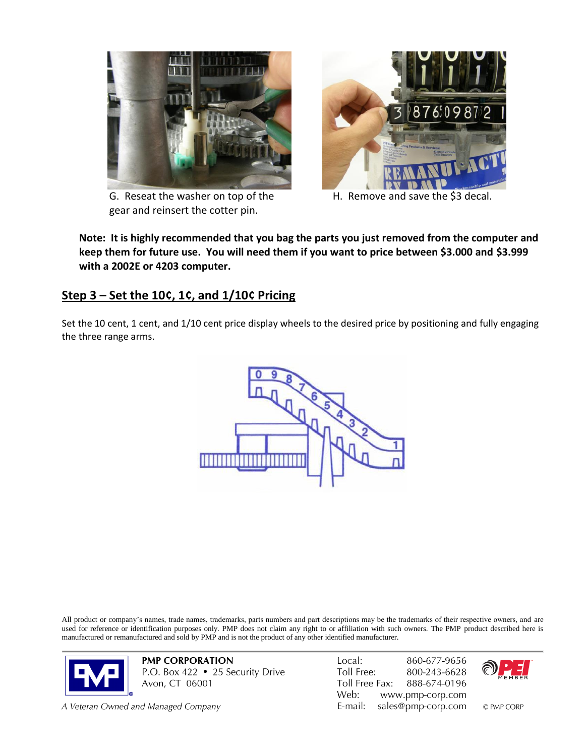G. Reseat the washer on top of the gear and reinsert the cotter pin.

H. Remove and save the $3 decal.

**Note: It is highly recommended that you bag the parts you just removed from the computer and keep them for future use. You will need them if you want to price between $3.000 and $3.999 with a 2002E or 4203 computer.**

## Step 3 – Set the 10¢, 1¢, and 1/10¢ Pricing

Set the 10 cent, 1 cent, and 1/10 cent price display wheels to the desired price by positioning and fully engaging the three range arms.

0 9 8 7 6 5 4 3 2 1

All product or company's names, trade names, trademarks, parts numbers and part descriptions may be the trademarks of their respective owners, and are used for reference or identification purposes only. PMP does not claim any right to or affiliation with such owners. The PMP product described here is manufactured or remanufactured and sold by PMP and is not the product of any other identified manufacturer.

**PMP CORPORATION**
P.O. Box 422 • 25 Security Drive
Avon, CT 06001

*A Veteran Owned and Managed Company*

Local: 860-677-9656
Toll Free: 800-243-6628
Toll Free Fax: 888-674-0196
Web: www.pmp-corp.com
E-mail: sales@pmp-corp.com

PEI MEMBER

© PMP CORP